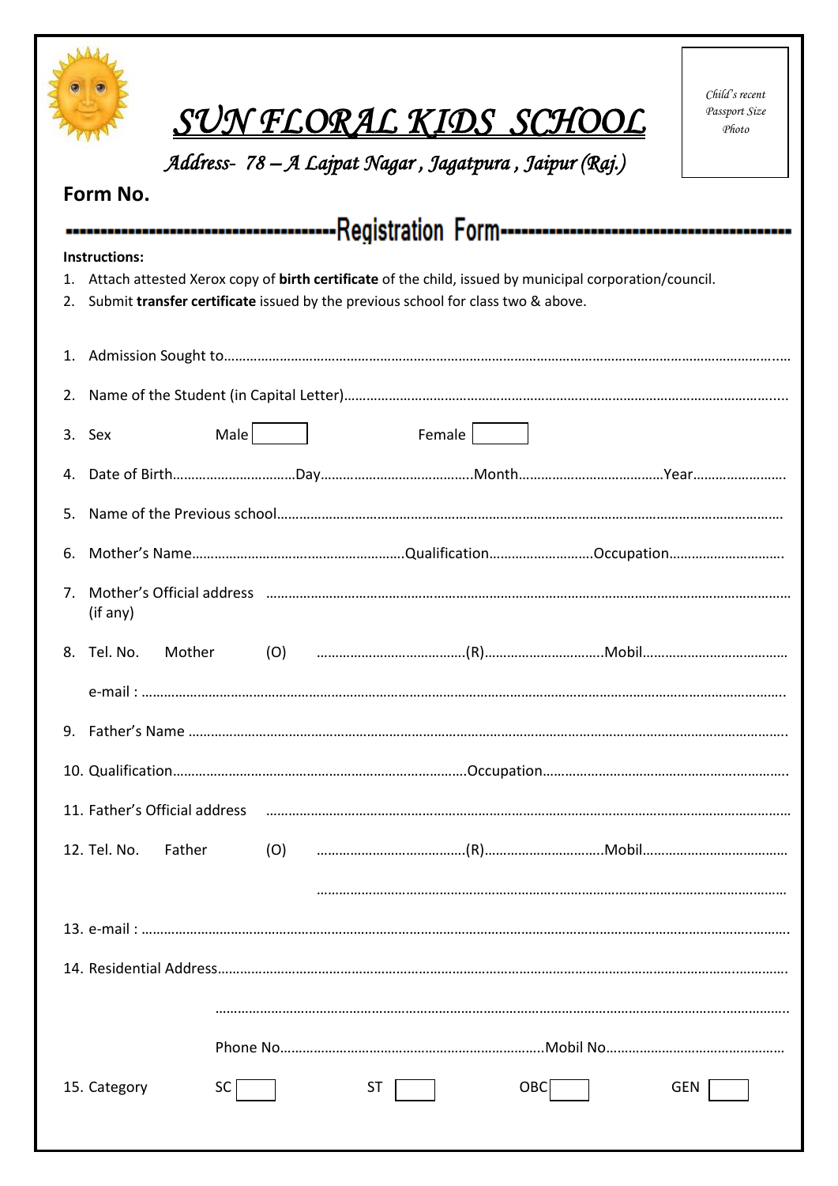# SUN FLORAL KIDS SCHOOL

*Address- 78 – A Lajpat Nagar , Jagatpura , Jaipur (Raj.)*

*Child's recent Passport Size Photo*

**Form No.**

## Registration Form

**Instructions:**

1. Attach attested Xerox copy of **birth certificate** of the child, issued by municipal corporation/council.
2. Submit **transfer certificate** issued by the previous school for class two & above.

1. Admission Sought to……………………………………………………………………………………………………………………
2. Name of the Student (in Capital Letter)……………………………………………………………………………………
3. Sex Male [ ] Female [ ]
4. Date of Birth……………………………Day……………………………Month……………………………Year……………………
5. Name of the Previous school……………………………………………………………………………………………………
6. Mother's Name……………………………………………Qualification………………………Occupation…………………………
7. Mother's Official address (if any) ……………………………………………………………………………………………
8. Tel. No. Mother (O) ……………………………(R)……………………………Mobil……………………………

   e-mail : ……………………………………………………………………………………………………………………………
9. Father's Name ……………………………………………………………………………………………………………………
10. Qualification……………………………………………………………Occupation……………………………………………
11. Father's Official address ……………………………………………………………………………………………………
12. Tel. No. Father (O) ……………………………(R)……………………………Mobil……………………………

    ……………………………………………………………………………………………………………
13. e-mail : ……………………………………………………………………………………………………………………………
14. Residential Address………………………………………………………………………………………………………………

    ……………………………………………………………………………………………………………………………

    Phone No……………………………………………………Mobil No……………………………………
15. Category SC [ ] ST [ ] OBC [ ] GEN [ ]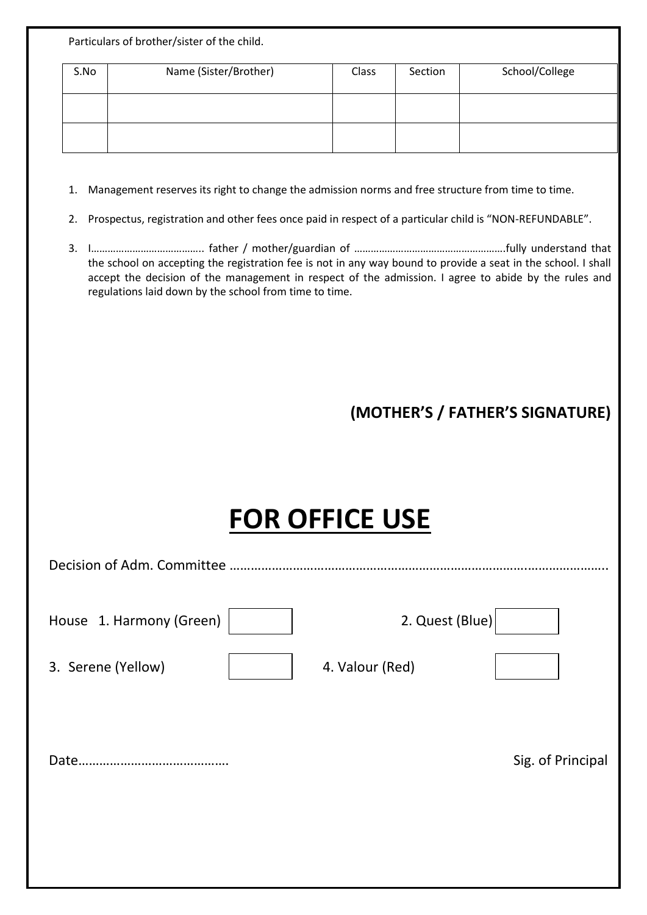Particulars of brother/sister of the child.

| S.No | Name (Sister/Brother) | Class | Section | School/College |
|---|---|---|---|---|
| | | | | |
| | | | | |

1. Management reserves its right to change the admission norms and free structure from time to time.
2. Prospectus, registration and other fees once paid in respect of a particular child is "NON-REFUNDABLE".
3. I………………………………….. father / mother/guardian of ……………………………………………….fully understand that the school on accepting the registration fee is not in any way bound to provide a seat in the school. I shall accept the decision of the management in respect of the admission. I agree to abide by the rules and regulations laid down by the school from time to time.

**(MOTHER'S / FATHER'S SIGNATURE)**

# <u>FOR OFFICE USE</u>

Decision of Adm. Committee ……………………………………………………………………………………………..

House 1. Harmony (Green) ☐ 2. Quest (Blue) ☐

3. Serene (Yellow) ☐ 4. Valour (Red) ☐

Date……………………………………

Sig. of Principal